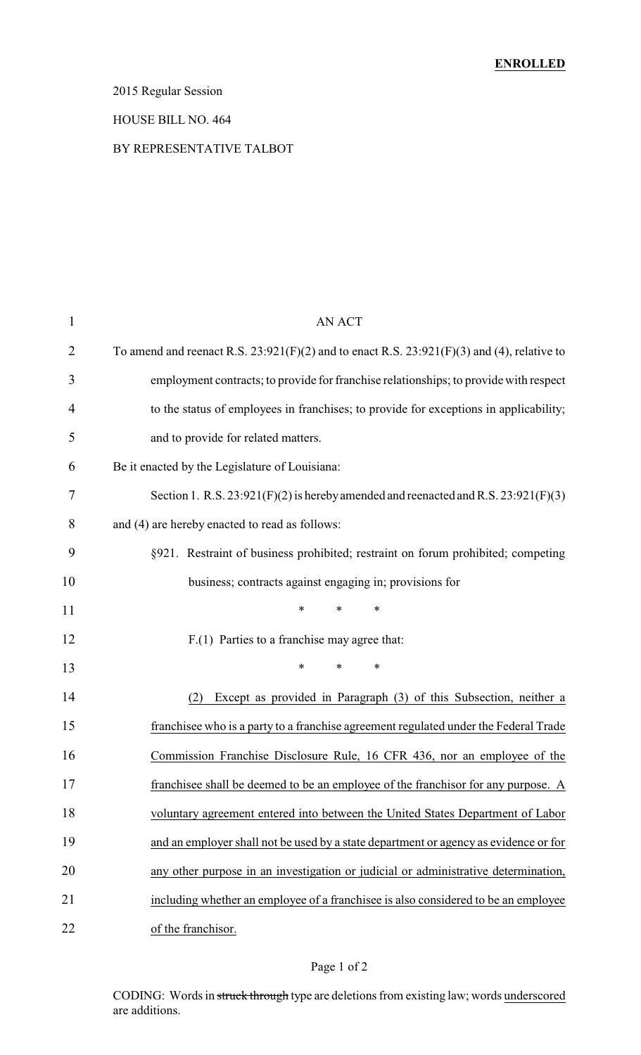**ENROLLED**

2015 Regular Session

HOUSE BILL NO. 464

BY REPRESENTATIVE TALBOT

AN ACT

To amend and reenact R.S. 23:921(F)(2) and to enact R.S. 23:921(F)(3) and (4), relative to employment contracts; to provide for franchise relationships; to provide with respect to the status of employees in franchises; to provide for exceptions in applicability; and to provide for related matters.

Be it enacted by the Legislature of Louisiana:

Section 1. R.S. 23:921(F)(2) is hereby amended and reenacted and R.S. 23:921(F)(3) and (4) are hereby enacted to read as follows:

§921. Restraint of business prohibited; restraint on forum prohibited; competing business; contracts against engaging in; provisions for

\* \* \*

F.(1) Parties to a franchise may agree that:

\* \* \*

(2) Except as provided in Paragraph (3) of this Subsection, neither a franchisee who is a party to a franchise agreement regulated under the Federal Trade Commission Franchise Disclosure Rule, 16 CFR 436, nor an employee of the franchisee shall be deemed to be an employee of the franchisor for any purpose. A voluntary agreement entered into between the United States Department of Labor and an employer shall not be used by a state department or agency as evidence or for any other purpose in an investigation or judicial or administrative determination, including whether an employee of a franchisee is also considered to be an employee of the franchisor.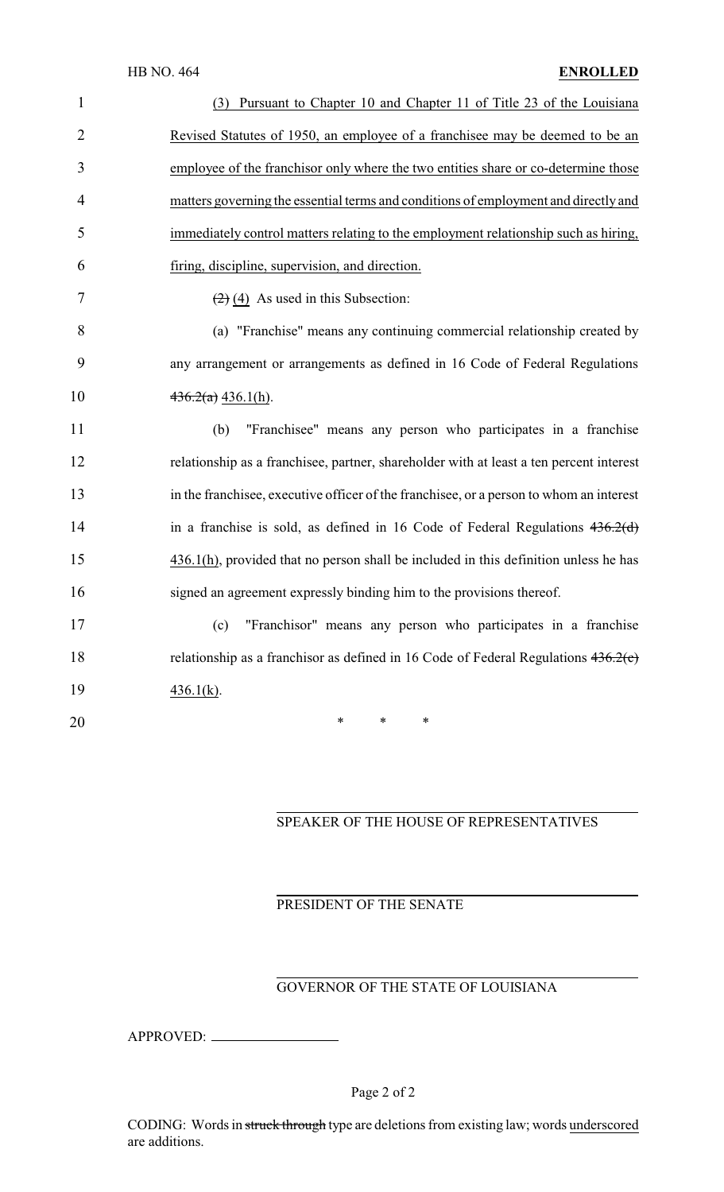(3) Pursuant to Chapter 10 and Chapter 11 of Title 23 of the Louisiana Revised Statutes of 1950, an employee of a franchisee may be deemed to be an employee of the franchisor only where the two entities share or co-determine those matters governing the essential terms and conditions of employment and directly and immediately control matters relating to the employment relationship such as hiring, firing, discipline, supervision, and direction.

~~(2)~~ (4) As used in this Subsection:

(a) "Franchise" means any continuing commercial relationship created by any arrangement or arrangements as defined in 16 Code of Federal Regulations ~~436.2(a)~~ 436.1(h).

(b) "Franchisee" means any person who participates in a franchise relationship as a franchisee, partner, shareholder with at least a ten percent interest in the franchisee, executive officer of the franchisee, or a person to whom an interest in a franchise is sold, as defined in 16 Code of Federal Regulations ~~436.2(d)~~ 436.1(h), provided that no person shall be included in this definition unless he has signed an agreement expressly binding him to the provisions thereof.

(c) "Franchisor" means any person who participates in a franchise relationship as a franchisor as defined in 16 Code of Federal Regulations ~~436.2(c)~~ 436.1(k).

\* \* \*

SPEAKER OF THE HOUSE OF REPRESENTATIVES

PRESIDENT OF THE SENATE

GOVERNOR OF THE STATE OF LOUISIANA

APPROVED: \_\_\_\_\_\_\_\_\_\_\_\_\_\_\_\_\_\_

CODING: Words in ~~struck through~~ type are deletions from existing law; words underscored are additions.